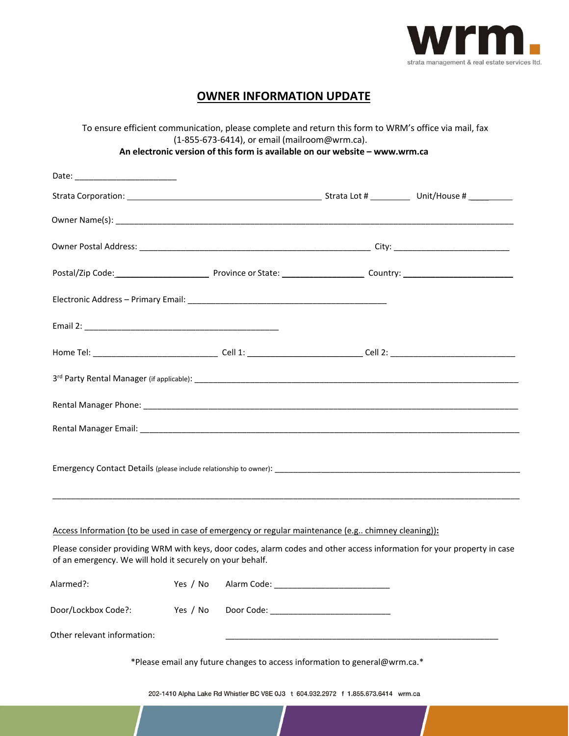wrm.

strata management & real estate services ltd.

# OWNER INFORMATION UPDATE

To ensure efficient communication, please complete and return this form to WRM's office via mail, fax (1-855-673-6414), or email (mailroom@wrm.ca).

**An electronic version of this form is available on our website – www.wrm.ca**

Date: ______________________

Strata Corporation: __________________________________________ Strata Lot # _________ Unit/House # __________

Owner Name(s): ______________________________________________________________________________________

Owner Postal Address: __________________________________________________ City: _________________________

Postal/Zip Code: ____________________ Province or State: __________________ Country: ________________________

Electronic Address – Primary Email: ___________________________________________

Email 2: __________________________________________

Home Tel: ___________________________ Cell 1: _________________________ Cell 2: ___________________________

3rd Party Rental Manager (if applicable): ____________________________________________________________________

Rental Manager Phone: ____________________________________________________________________________

Rental Manager Email: _____________________________________________________________________________

Emergency Contact Details (please include relationship to owner): _________________________________________________

_______________________________________________________________________________________________________

Access Information (to be used in case of emergency or regular maintenance (e.g.. chimney cleaning)):

Please consider providing WRM with keys, door codes, alarm codes and other access information for your property in case of an emergency. We will hold it securely on your behalf.

Alarmed?: Yes / No Alarm Code: _________________________

Door/Lockbox Code?: Yes / No Door Code: __________________________

Other relevant information: ____________________________________________________________

*Please email any future changes to access information to general@wrm.ca.*

202-1410 Alpha Lake Rd Whistler BC V8E 0J3 t 604.932.2972 f 1.855.673.6414 wrm.ca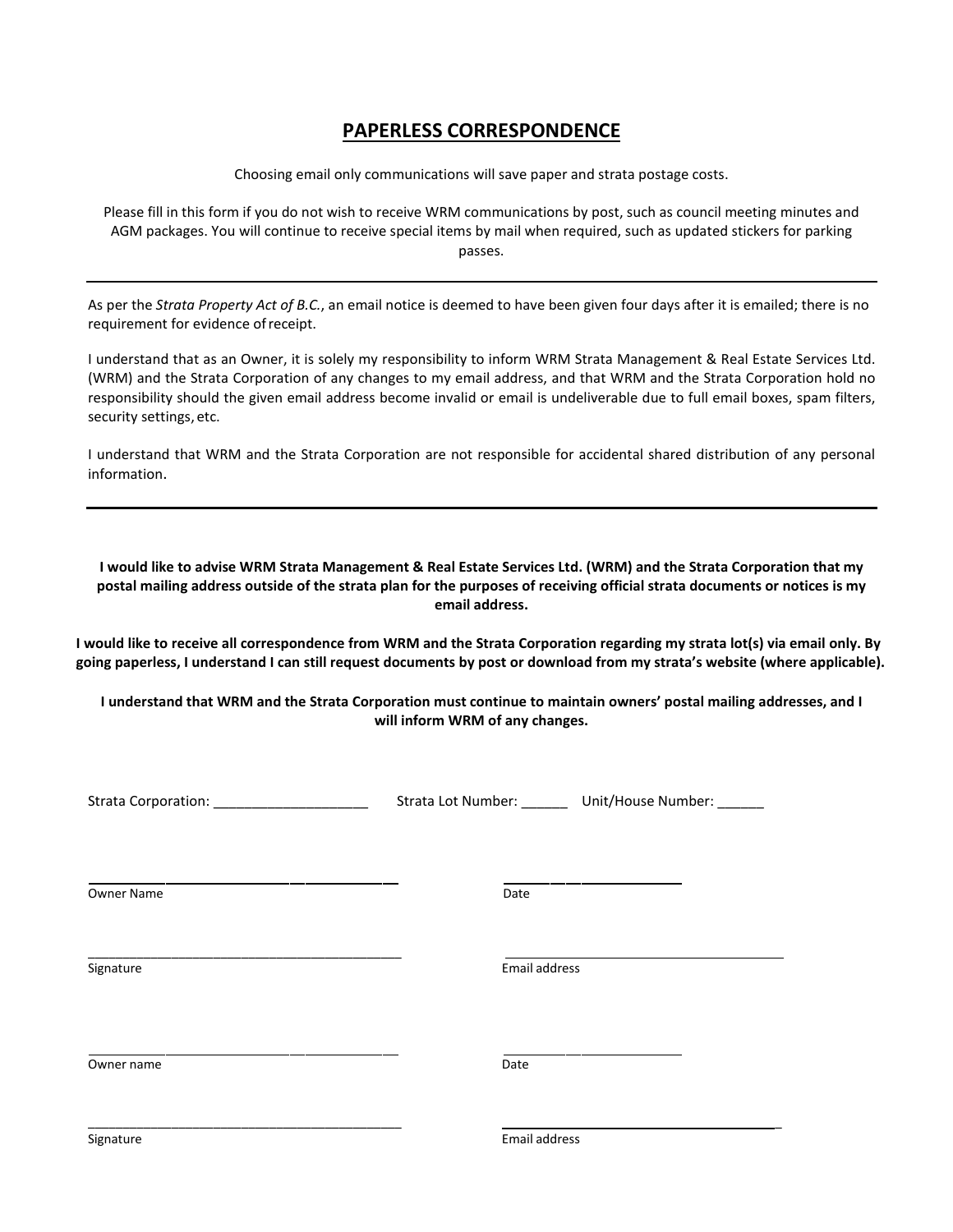# PAPERLESS CORRESPONDENCE

Choosing email only communications will save paper and strata postage costs.

Please fill in this form if you do not wish to receive WRM communications by post, such as council meeting minutes and AGM packages. You will continue to receive special items by mail when required, such as updated stickers for parking passes.

---

As per the *Strata Property Act of B.C.*, an email notice is deemed to have been given four days after it is emailed; there is no requirement for evidence of receipt.

I understand that as an Owner, it is solely my responsibility to inform WRM Strata Management & Real Estate Services Ltd. (WRM) and the Strata Corporation of any changes to my email address, and that WRM and the Strata Corporation hold no responsibility should the given email address become invalid or email is undeliverable due to full email boxes, spam filters, security settings, etc.

I understand that WRM and the Strata Corporation are not responsible for accidental shared distribution of any personal information.

---

**I would like to advise WRM Strata Management & Real Estate Services Ltd. (WRM) and the Strata Corporation that my postal mailing address outside of the strata plan for the purposes of receiving official strata documents or notices is my email address.**

**I would like to receive all correspondence from WRM and the Strata Corporation regarding my strata lot(s) via email only. By going paperless, I understand I can still request documents by post or download from my strata's website (where applicable).**

**I understand that WRM and the Strata Corporation must continue to maintain owners' postal mailing addresses, and I will inform WRM of any changes.**

Strata Corporation: ____________________ Strata Lot Number: ______ Unit/House Number: ______

_______________________________________ _______________________

Owner Name Date

_______________________________________ _______________________________________

Signature Email address

_______________________________________ _______________________

Owner name Date

_______________________________________ _______________________________________

Signature Email address